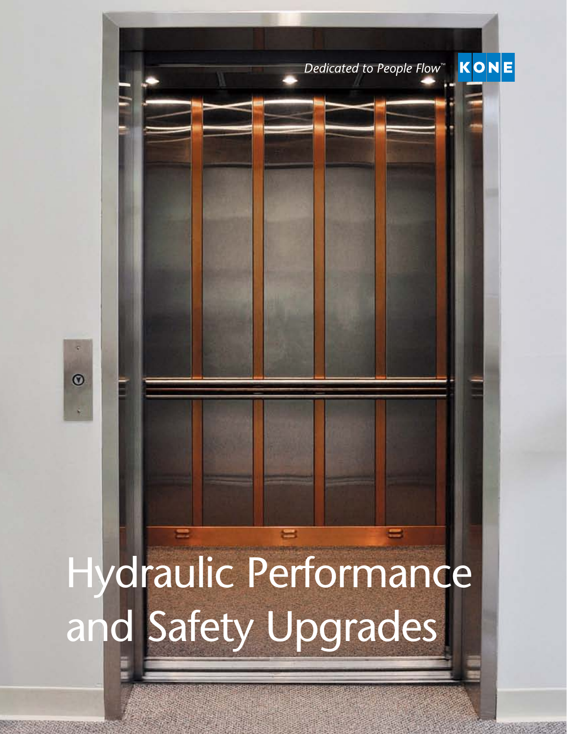Dedicated to People Flow™

KONE

# Hydraulic Performance and Safety Upgrades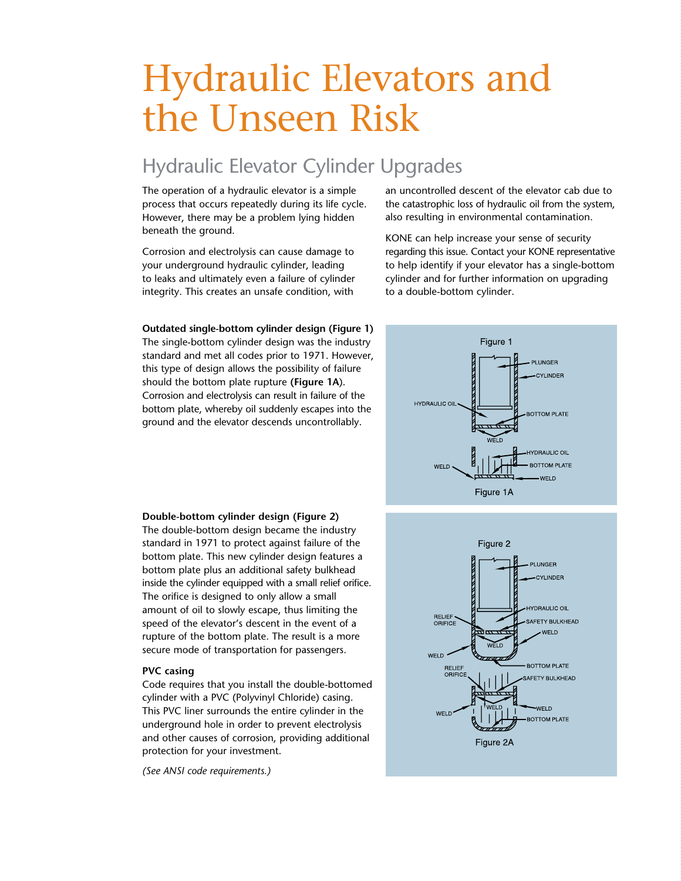# Hydraulic Elevators and the Unseen Risk

## Hydraulic Elevator Cylinder Upgrades

The operation of a hydraulic elevator is a simple process that occurs repeatedly during its life cycle. However, there may be a problem lying hidden beneath the ground.

Corrosion and electrolysis can cause damage to your underground hydraulic cylinder, leading to leaks and ultimately even a failure of cylinder integrity. This creates an unsafe condition, with an uncontrolled descent of the elevator cab due to the catastrophic loss of hydraulic oil from the system, also resulting in environmental contamination.

KONE can help increase your sense of security regarding this issue. Contact your KONE representative to help identify if your elevator has a single-bottom cylinder and for further information on upgrading to a double-bottom cylinder.

**Outdated single-bottom cylinder design (Figure 1)**
The single-bottom cylinder design was the industry standard and met all codes prior to 1971. However, this type of design allows the possibility of failure should the bottom plate rupture **(Figure 1A)**. Corrosion and electrolysis can result in failure of the bottom plate, whereby oil suddenly escapes into the ground and the elevator descends uncontrollably.

Figure 1

PLUNGER
CYLINDER
HYDRAULIC OIL
BOTTOM PLATE
WELD

HYDRAULIC OIL
BOTTOM PLATE
WELD
WELD

Figure 1A

**Double-bottom cylinder design (Figure 2)**
The double-bottom design became the industry standard in 1971 to protect against failure of the bottom plate. This new cylinder design features a bottom plate plus an additional safety bulkhead inside the cylinder equipped with a small relief orifice. The orifice is designed to only allow a small amount of oil to slowly escape, thus limiting the speed of the elevator's descent in the event of a rupture of the bottom plate. The result is a more secure mode of transportation for passengers.

**PVC casing**
Code requires that you install the double-bottomed cylinder with a PVC (Polyvinyl Chloride) casing. This PVC liner surrounds the entire cylinder in the underground hole in order to prevent electrolysis and other causes of corrosion, providing additional protection for your investment.

*(See ANSI code requirements.)*

Figure 2

PLUNGER
CYLINDER
HYDRAULIC OIL
RELIEF ORIFICE
SAFETY BULKHEAD
WELD
WELD
WELD
BOTTOM PLATE

RELIEF ORIFICE
SAFETY BULKHEAD
WELD
WELD
WELD
BOTTOM PLATE

Figure 2A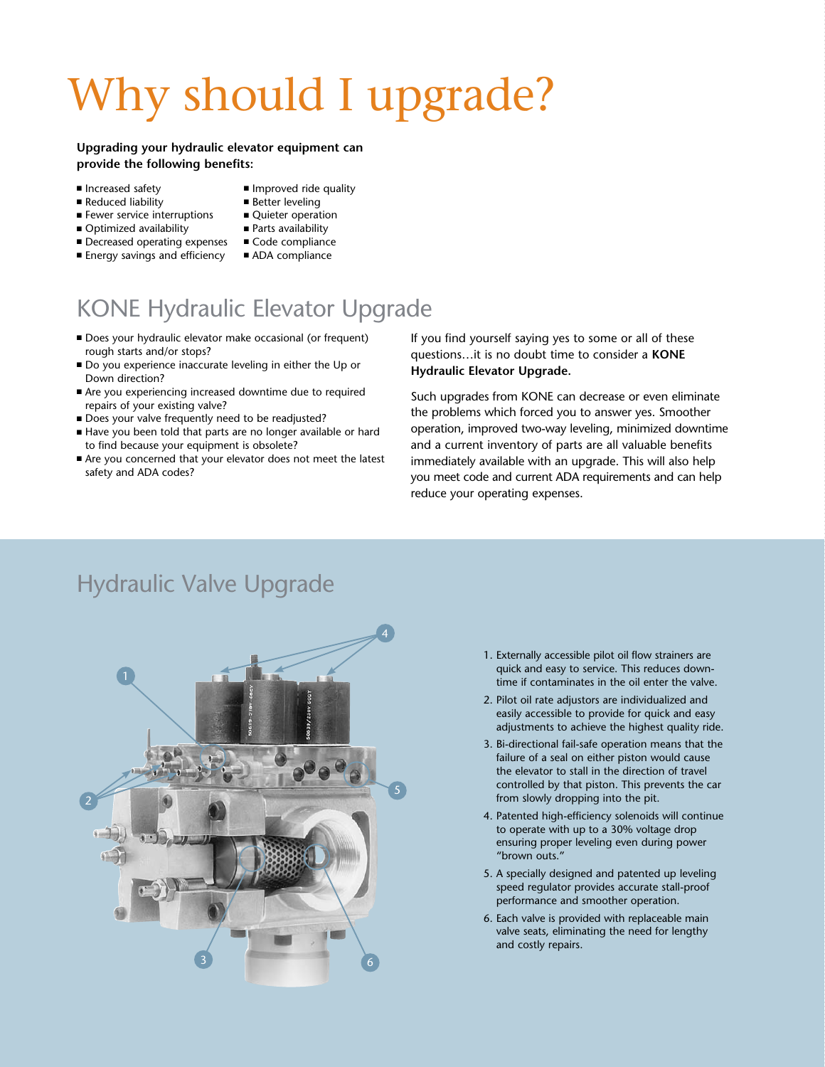# Why should I upgrade?

**Upgrading your hydraulic elevator equipment can provide the following benefits:**

- Increased safety
- Reduced liability
- Fewer service interruptions
- Optimized availability
- Decreased operating expenses
- Energy savings and efficiency
- Improved ride quality
- Better leveling
- Quieter operation
- Parts availability
- Code compliance
- ADA compliance

## KONE Hydraulic Elevator Upgrade

- Does your hydraulic elevator make occasional (or frequent) rough starts and/or stops?
- Do you experience inaccurate leveling in either the Up or Down direction?
- Are you experiencing increased downtime due to required repairs of your existing valve?
- Does your valve frequently need to be readjusted?
- Have you been told that parts are no longer available or hard to find because your equipment is obsolete?
- Are you concerned that your elevator does not meet the latest safety and ADA codes?

If you find yourself saying yes to some or all of these questions…it is no doubt time to consider a **KONE Hydraulic Elevator Upgrade.**

Such upgrades from KONE can decrease or even eliminate the problems which forced you to answer yes. Smoother operation, improved two-way leveling, minimized downtime and a current inventory of parts are all valuable benefits immediately available with an upgrade. This will also help you meet code and current ADA requirements and can help reduce your operating expenses.

## Hydraulic Valve Upgrade

1. Externally accessible pilot oil flow strainers are quick and easy to service. This reduces downtime if contaminates in the oil enter the valve.
2. Pilot oil rate adjustors are individualized and easily accessible to provide for quick and easy adjustments to achieve the highest quality ride.
3. Bi-directional fail-safe operation means that the failure of a seal on either piston would cause the elevator to stall in the direction of travel controlled by that piston. This prevents the car from slowly dropping into the pit.
4. Patented high-efficiency solenoids will continue to operate with up to a 30% voltage drop ensuring proper leveling even during power "brown outs."
5. A specially designed and patented up leveling speed regulator provides accurate stall-proof performance and smoother operation.
6. Each valve is provided with replaceable main valve seats, eliminating the need for lengthy and costly repairs.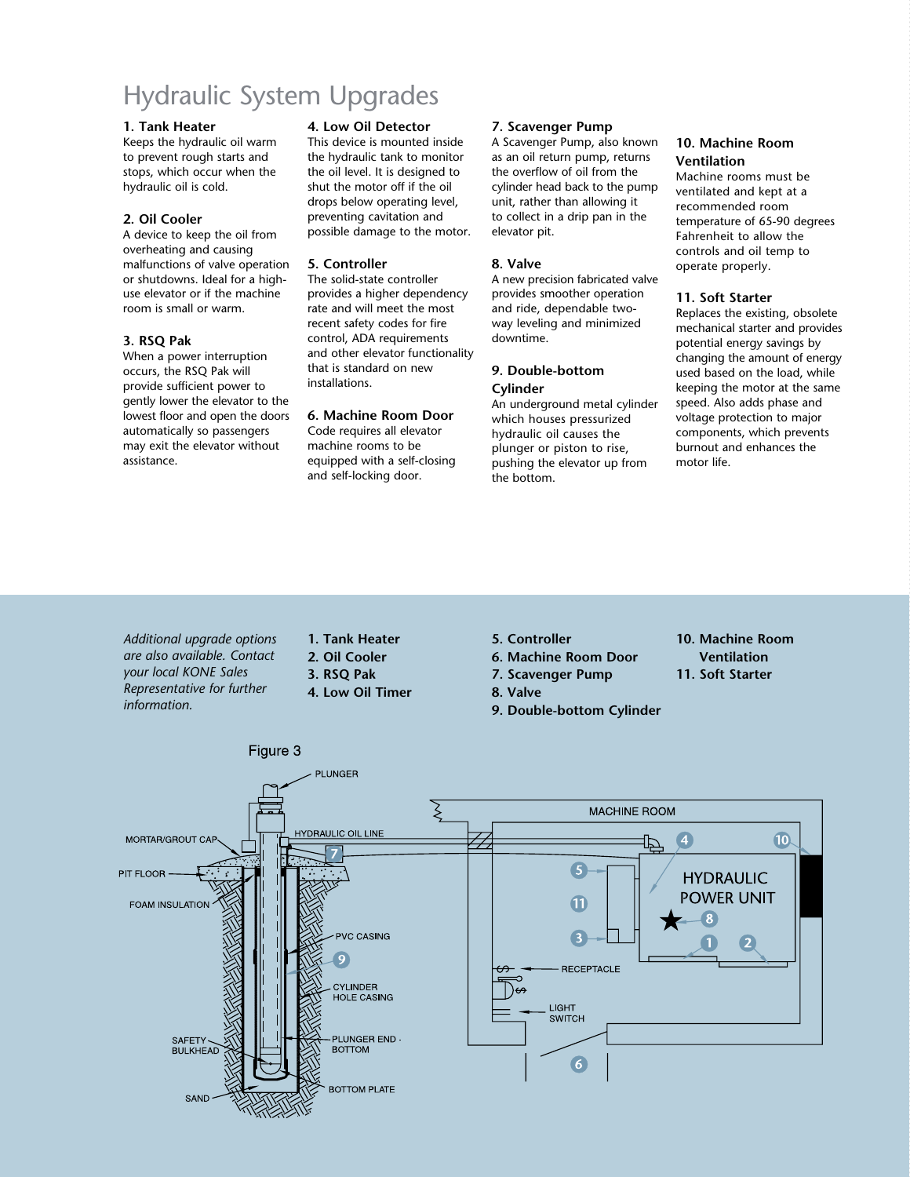# Hydraulic System Upgrades

### 1. Tank Heater

Keeps the hydraulic oil warm to prevent rough starts and stops, which occur when the hydraulic oil is cold.

### 2. Oil Cooler

A device to keep the oil from overheating and causing malfunctions of valve operation or shutdowns. Ideal for a high-use elevator or if the machine room is small or warm.

### 3. RSQ Pak

When a power interruption occurs, the RSQ Pak will provide sufficient power to gently lower the elevator to the lowest floor and open the doors automatically so passengers may exit the elevator without assistance.

### 4. Low Oil Detector

This device is mounted inside the hydraulic tank to monitor the oil level. It is designed to shut the motor off if the oil drops below operating level, preventing cavitation and possible damage to the motor.

### 5. Controller

The solid-state controller provides a higher dependency rate and will meet the most recent safety codes for fire control, ADA requirements and other elevator functionality that is standard on new installations.

### 6. Machine Room Door

Code requires all elevator machine rooms to be equipped with a self-closing and self-locking door.

### 7. Scavenger Pump

A Scavenger Pump, also known as an oil return pump, returns the overflow of oil from the cylinder head back to the pump unit, rather than allowing it to collect in a drip pan in the elevator pit.

### 8. Valve

A new precision fabricated valve provides smoother operation and ride, dependable two-way leveling and minimized downtime.

### 9. Double-bottom Cylinder

An underground metal cylinder which houses pressurized hydraulic oil causes the plunger or piston to rise, pushing the elevator up from the bottom.

### 10. Machine Room Ventilation

Machine rooms must be ventilated and kept at a recommended room temperature of 65-90 degrees Fahrenheit to allow the controls and oil temp to operate properly.

### 11. Soft Starter

Replaces the existing, obsolete mechanical starter and provides potential energy savings by changing the amount of energy used based on the load, while keeping the motor at the same speed. Also adds phase and voltage protection to major components, which prevents burnout and enhances the motor life.

*Additional upgrade options are also available. Contact your local KONE Sales Representative for further information.*

**1. Tank Heater**
**2. Oil Cooler**
**3. RSQ Pak**
**4. Low Oil Timer**
**5. Controller**
**6. Machine Room Door**
**7. Scavenger Pump**
**8. Valve**
**9. Double-bottom Cylinder**
**10. Machine Room Ventilation**
**11. Soft Starter**

Figure 3

PLUNGER, MORTAR/GROUT CAP, HYDRAULIC OIL LINE, PIT FLOOR, FOAM INSULATION, PVC CASING, CYLINDER HOLE CASING, SAFETY BULKHEAD, PLUNGER END - BOTTOM, BOTTOM PLATE, SAND, MACHINE ROOM, HYDRAULIC POWER UNIT, RECEPTACLE, LIGHT SWITCH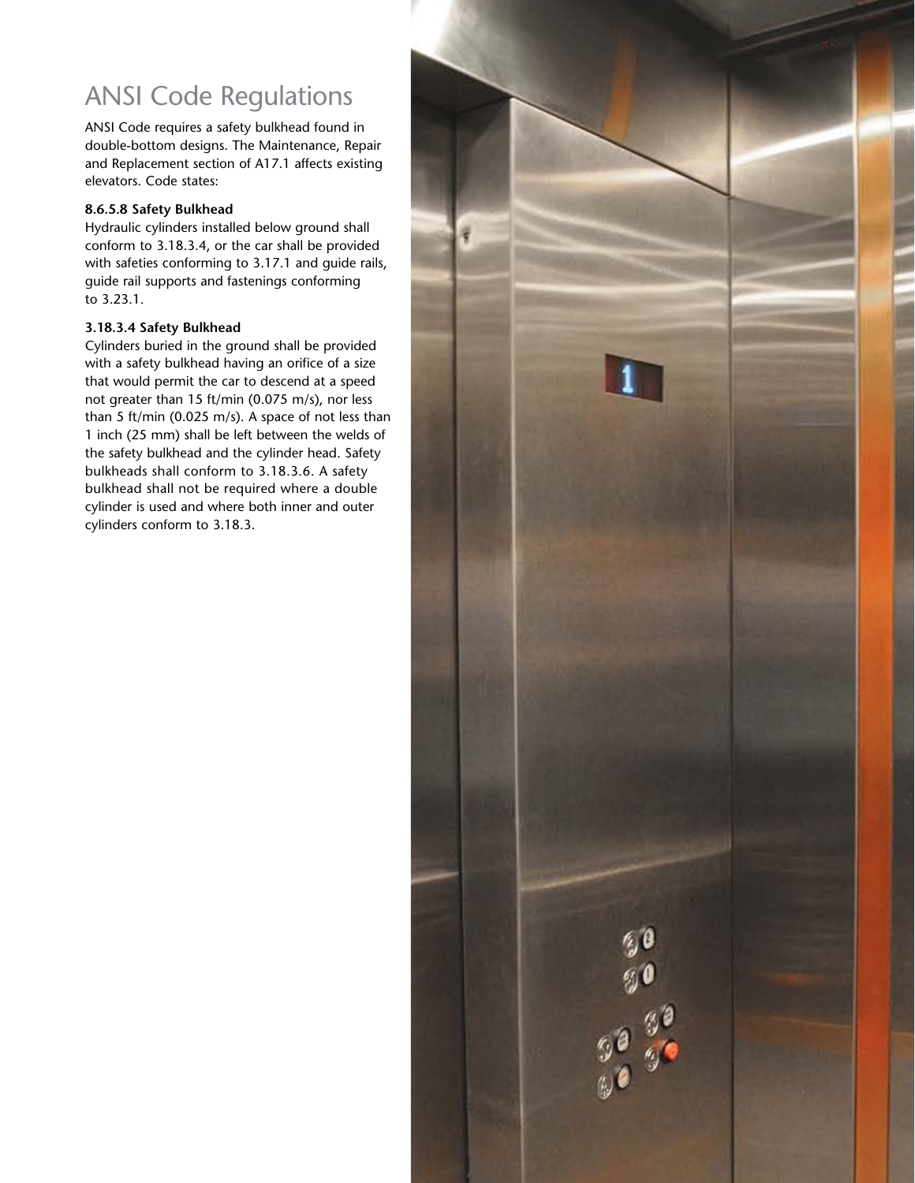# ANSI Code Regulations

ANSI Code requires a safety bulkhead found in double-bottom designs. The Maintenance, Repair and Replacement section of A17.1 affects existing elevators. Code states:

**8.6.5.8 Safety Bulkhead**

Hydraulic cylinders installed below ground shall conform to 3.18.3.4, or the car shall be provided with safeties conforming to 3.17.1 and guide rails, guide rail supports and fastenings conforming to 3.23.1.

**3.18.3.4 Safety Bulkhead**

Cylinders buried in the ground shall be provided with a safety bulkhead having an orifice of a size that would permit the car to descend at a speed not greater than 15 ft/min (0.075 m/s), nor less than 5 ft/min (0.025 m/s). A space of not less than 1 inch (25 mm) shall be left between the welds of the safety bulkhead and the cylinder head. Safety bulkheads shall conform to 3.18.3.6. A safety bulkhead shall not be required where a double cylinder is used and where both inner and outer cylinders conform to 3.18.3.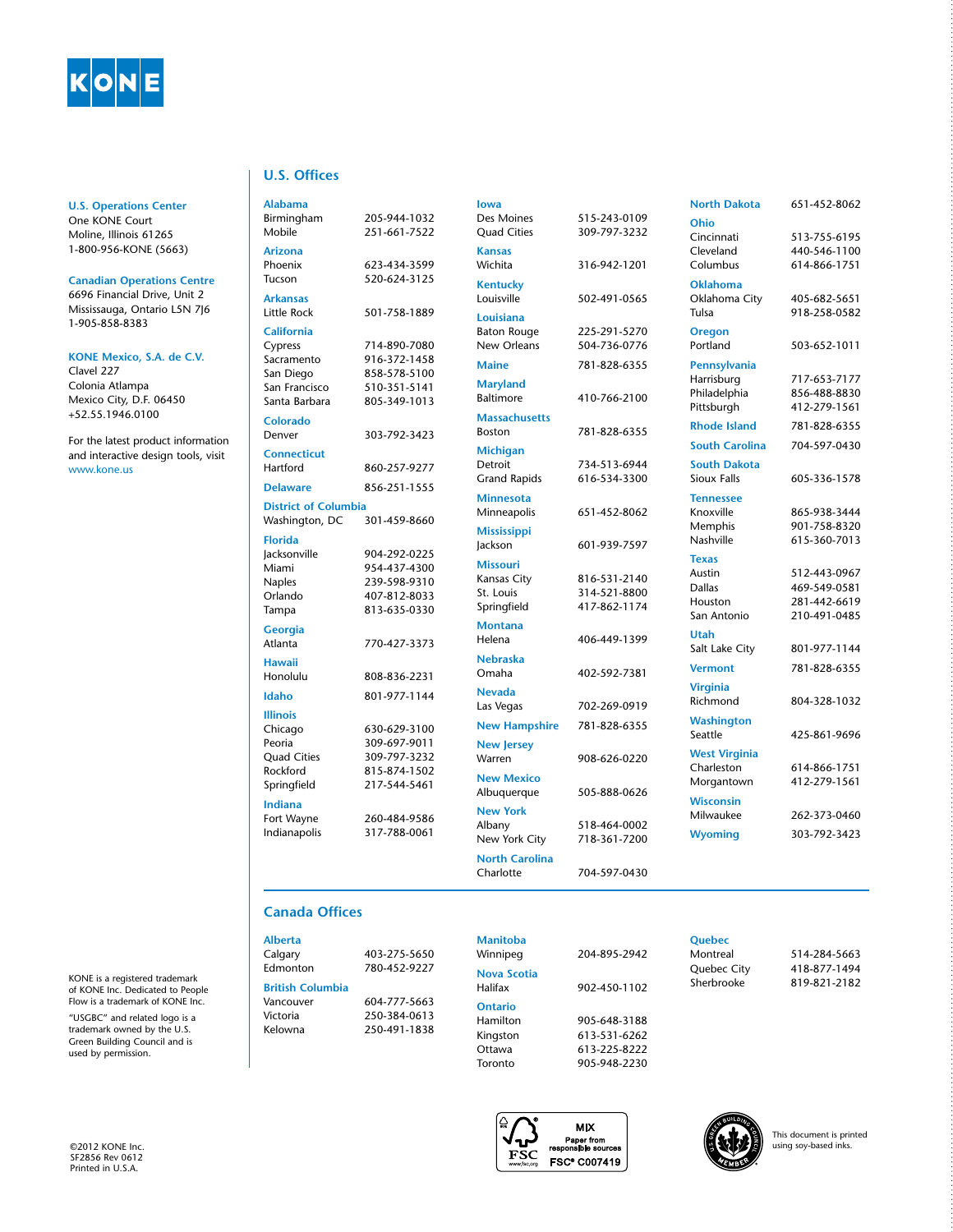KONE

**U.S. Operations Center**
One KONE Court
Moline, Illinois 61265
1-800-956-KONE (5663)

**Canadian Operations Centre**
6696 Financial Drive, Unit 2
Mississauga, Ontario L5N 7J6
1-905-858-8383

**KONE Mexico, S.A. de C.V.**
Clavel 227
Colonia Atlampa
Mexico City, D.F. 06450
+52.55.1946.0100

For the latest product information and interactive design tools, visit www.kone.us

## U.S. Offices

**Alabama**
Birmingham 205-944-1032
Mobile 251-661-7522

**Arizona**
Phoenix 623-434-3599
Tucson 520-624-3125

**Arkansas**
Little Rock 501-758-1889

**California**
Cypress 714-890-7080
Sacramento 916-372-1458
San Diego 858-578-5100
San Francisco 510-351-5141
Santa Barbara 805-349-1013

**Colorado**
Denver 303-792-3423

**Connecticut**
Hartford 860-257-9277

**Delaware** 856-251-1555

**District of Columbia**
Washington, DC 301-459-8660

**Florida**
Jacksonville 904-292-0225
Miami 954-437-4300
Naples 239-598-9310
Orlando 407-812-8033
Tampa 813-635-0330

**Georgia**
Atlanta 770-427-3373

**Hawaii**
Honolulu 808-836-2231

**Idaho** 801-977-1144

**Illinois**
Chicago 630-629-3100
Peoria 309-697-9011
Quad Cities 309-797-3232
Rockford 815-874-1502
Springfield 217-544-5461

**Indiana**
Fort Wayne 260-484-9586
Indianapolis 317-788-0061

**Iowa**
Des Moines 515-243-0109
Quad Cities 309-797-3232

**Kansas**
Wichita 316-942-1201

**Kentucky**
Louisville 502-491-0565

**Louisiana**
Baton Rouge 225-291-5270
New Orleans 504-736-0776

**Maine** 781-828-6355

**Maryland**
Baltimore 410-766-2100

**Massachusetts**
Boston 781-828-6355

**Michigan**
Detroit 734-513-6944
Grand Rapids 616-534-3300

**Minnesota**
Minneapolis 651-452-8062

**Mississippi**
Jackson 601-939-7597

**Missouri**
Kansas City 816-531-2140
St. Louis 314-521-8800
Springfield 417-862-1174

**Montana**
Helena 406-449-1399

**Nebraska**
Omaha 402-592-7381

**Nevada**
Las Vegas 702-269-0919

**New Hampshire** 781-828-6355

**New Jersey**
Warren 908-626-0220

**New Mexico**
Albuquerque 505-888-0626

**New York**
Albany 518-464-0002
New York City 718-361-7200

**North Carolina**
Charlotte 704-597-0430

**North Dakota** 651-452-8062

**Ohio**
Cincinnati 513-755-6195
Cleveland 440-546-1100
Columbus 614-866-1751

**Oklahoma**
Oklahoma City 405-682-5651
Tulsa 918-258-0582

**Oregon**
Portland 503-652-1011

**Pennsylvania**
Harrisburg 717-653-7177
Philadelphia 856-488-8830
Pittsburgh 412-279-1561

**Rhode Island** 781-828-6355

**South Carolina** 704-597-0430

**South Dakota**
Sioux Falls 605-336-1578

**Tennessee**
Knoxville 865-938-3444
Memphis 901-758-8320
Nashville 615-360-7013

**Texas**
Austin 512-443-0967
Dallas 469-549-0581
Houston 281-442-6619
San Antonio 210-491-0485

**Utah**
Salt Lake City 801-977-1144

**Vermont** 781-828-6355

**Virginia**
Richmond 804-328-1032

**Washington**
Seattle 425-861-9696

**West Virginia**
Charleston 614-866-1751
Morgantown 412-279-1561

**Wisconsin**
Milwaukee 262-373-0460

**Wyoming** 303-792-3423

## Canada Offices

**Alberta**
Calgary 403-275-5650
Edmonton 780-452-9227

**British Columbia**
Vancouver 604-777-5663
Victoria 250-384-0613
Kelowna 250-491-1838

**Manitoba**
Winnipeg 204-895-2942

**Nova Scotia**
Halifax 902-450-1102

**Ontario**
Hamilton 905-648-3188
Kingston 613-531-6262
Ottawa 613-225-8222
Toronto 905-948-2230

**Quebec**
Montreal 514-284-5663
Quebec City 418-877-1494
Sherbrooke 819-821-2182

KONE is a registered trademark of KONE Inc. Dedicated to People Flow is a trademark of KONE Inc.

"USGBC" and related logo is a trademark owned by the U.S. Green Building Council and is used by permission.

©2012 KONE Inc.
SF2856 Rev 0612
Printed in U.S.A.

MIX
Paper from responsible sources
FSC® C007419

This document is printed using soy-based inks.